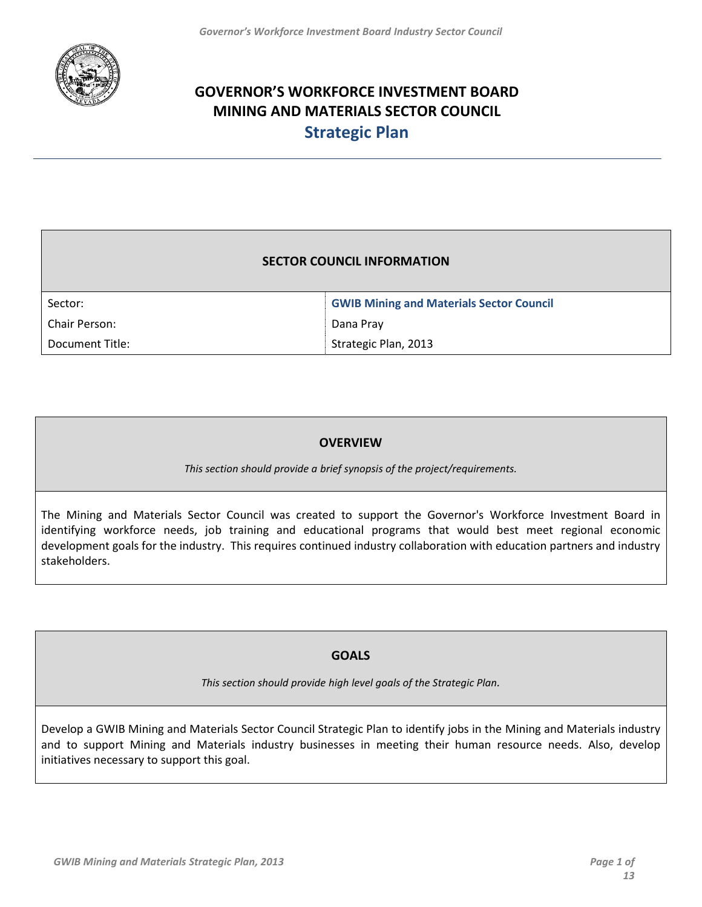# GOVERNOR'S WORKFORCE INVESTMENT BOARD
# MINING AND MATERIALS SECTOR COUNCIL
## Strategic Plan

| SECTOR COUNCIL INFORMATION | |
|---|---|
| Sector: | **GWIB Mining and Materials Sector Council** |
| Chair Person: | Dana Pray |
| Document Title: | Strategic Plan, 2013 |

### OVERVIEW

*This section should provide a brief synopsis of the project/requirements.*

The Mining and Materials Sector Council was created to support the Governor's Workforce Investment Board in identifying workforce needs, job training and educational programs that would best meet regional economic development goals for the industry. This requires continued industry collaboration with education partners and industry stakeholders.

### GOALS

*This section should provide high level goals of the Strategic Plan.*

Develop a GWIB Mining and Materials Sector Council Strategic Plan to identify jobs in the Mining and Materials industry and to support Mining and Materials industry businesses in meeting their human resource needs. Also, develop initiatives necessary to support this goal.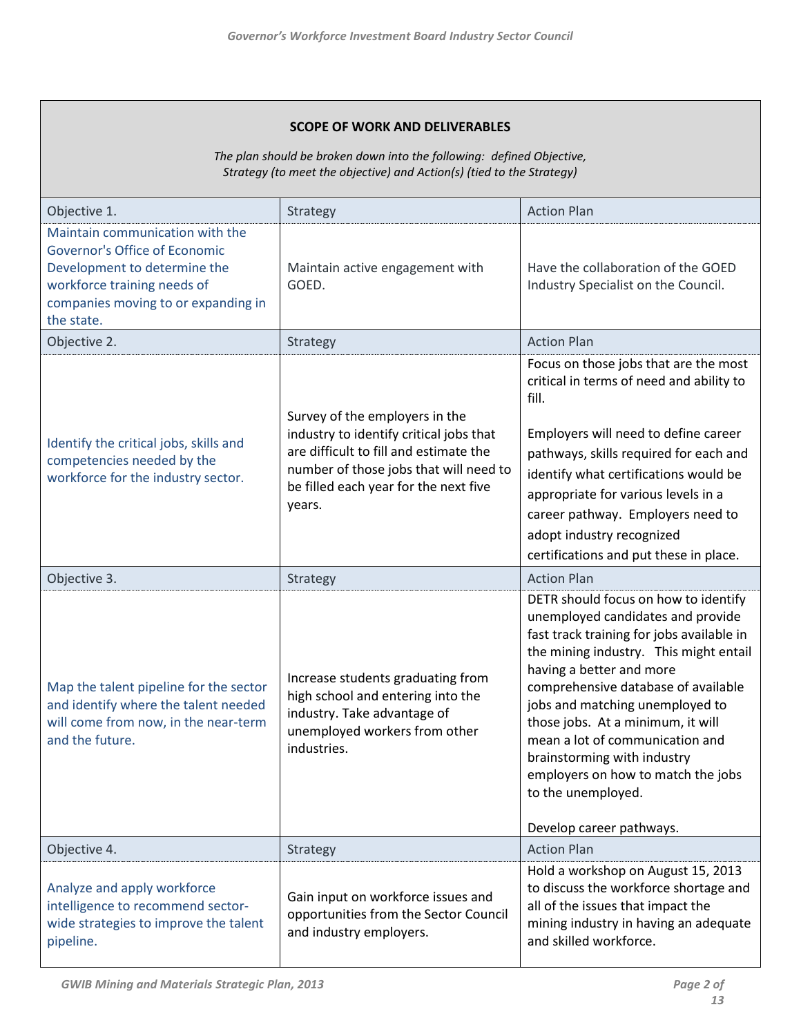| **SCOPE OF WORK AND DELIVERABLES**<br><br>*The plan should be broken down into the following: defined Objective, Strategy (to meet the objective) and Action(s) (tied to the Strategy)* | | |
|---|---|---|
| Objective 1. | Strategy | Action Plan |
| Maintain communication with the Governor's Office of Economic Development to determine the workforce training needs of companies moving to or expanding in the state. | Maintain active engagement with GOED. | Have the collaboration of the GOED Industry Specialist on the Council. |
| Objective 2. | Strategy | Action Plan |
| Identify the critical jobs, skills and competencies needed by the workforce for the industry sector. | Survey of the employers in the industry to identify critical jobs that are difficult to fill and estimate the number of those jobs that will need to be filled each year for the next five years. | Focus on those jobs that are the most critical in terms of need and ability to fill.<br><br>Employers will need to define career pathways, skills required for each and identify what certifications would be appropriate for various levels in a career pathway. Employers need to adopt industry recognized certifications and put these in place. |
| Objective 3. | Strategy | Action Plan |
| Map the talent pipeline for the sector and identify where the talent needed will come from now, in the near-term and the future. | Increase students graduating from high school and entering into the industry. Take advantage of unemployed workers from other industries. | DETR should focus on how to identify unemployed candidates and provide fast track training for jobs available in the mining industry. This might entail having a better and more comprehensive database of available jobs and matching unemployed to those jobs. At a minimum, it will mean a lot of communication and brainstorming with industry employers on how to match the jobs to the unemployed.<br><br>Develop career pathways. |
| Objective 4. | Strategy | Action Plan |
| Analyze and apply workforce intelligence to recommend sector-wide strategies to improve the talent pipeline. | Gain input on workforce issues and opportunities from the Sector Council and industry employers. | Hold a workshop on August 15, 2013 to discuss the workforce shortage and all of the issues that impact the mining industry in having an adequate and skilled workforce. |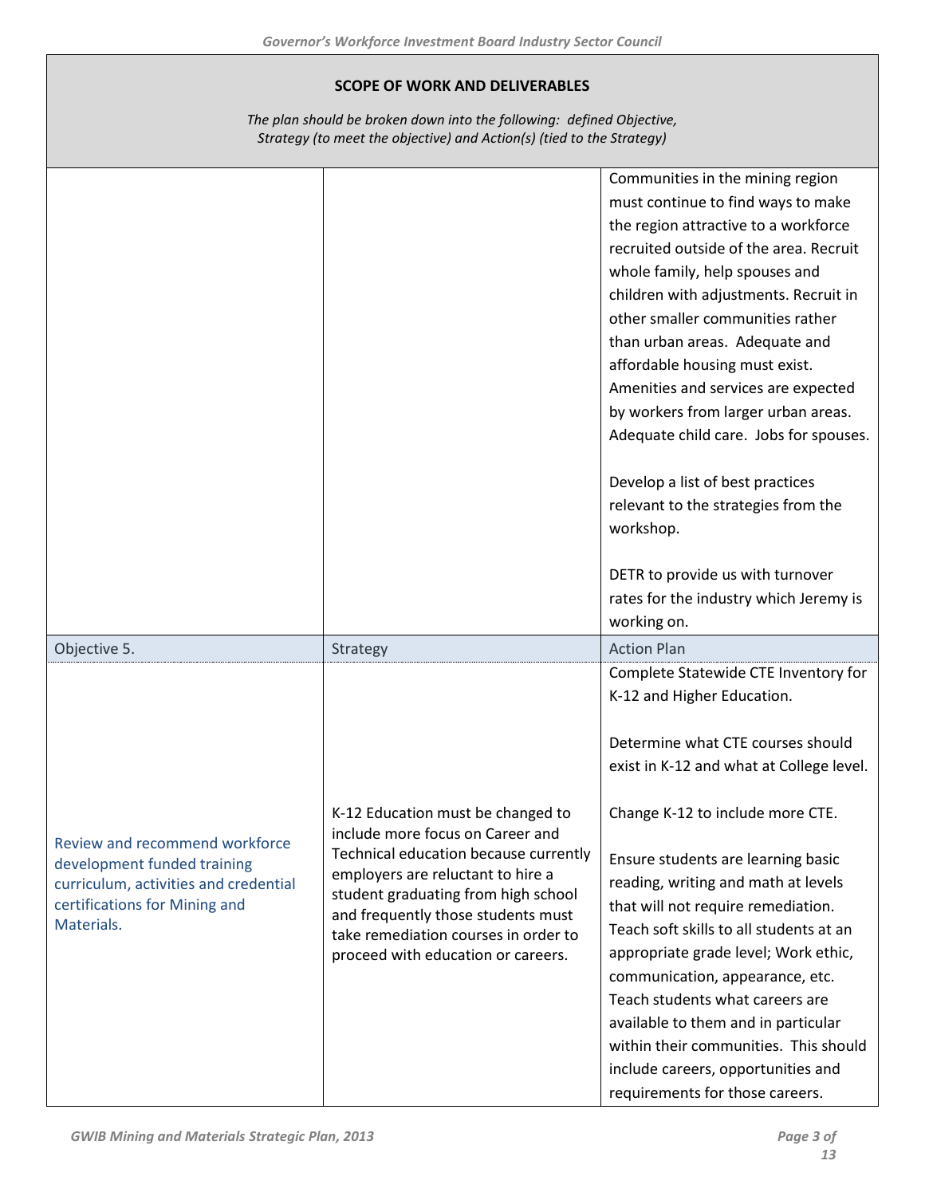**SCOPE OF WORK AND DELIVERABLES**

*The plan should be broken down into the following: defined Objective, Strategy (to meet the objective) and Action(s) (tied to the Strategy)*

| | | |
|---|---|---|
| | | Communities in the mining region must continue to find ways to make the region attractive to a workforce recruited outside of the area. Recruit whole family, help spouses and children with adjustments. Recruit in other smaller communities rather than urban areas. Adequate and affordable housing must exist. Amenities and services are expected by workers from larger urban areas. Adequate child care. Jobs for spouses.<br><br>Develop a list of best practices relevant to the strategies from the workshop.<br><br>DETR to provide us with turnover rates for the industry which Jeremy is working on. |
| Objective 5. | Strategy | Action Plan |
| Review and recommend workforce development funded training curriculum, activities and credential certifications for Mining and Materials. | K-12 Education must be changed to include more focus on Career and Technical education because currently employers are reluctant to hire a student graduating from high school and frequently those students must take remediation courses in order to proceed with education or careers. | Complete Statewide CTE Inventory for K-12 and Higher Education.<br><br>Determine what CTE courses should exist in K-12 and what at College level.<br><br>Change K-12 to include more CTE.<br><br>Ensure students are learning basic reading, writing and math at levels that will not require remediation. Teach soft skills to all students at an appropriate grade level; Work ethic, communication, appearance, etc. Teach students what careers are available to them and in particular within their communities. This should include careers, opportunities and requirements for those careers. |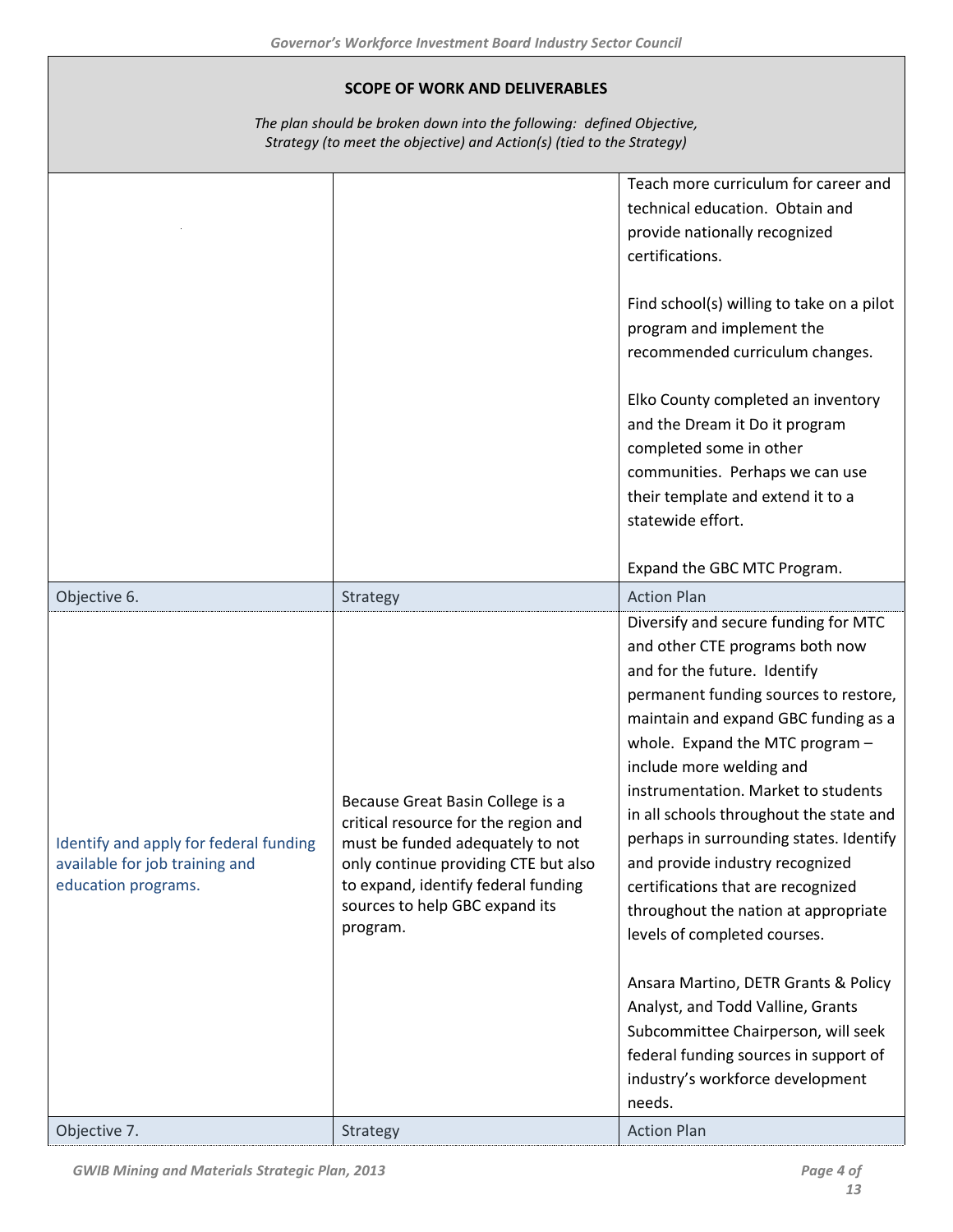**SCOPE OF WORK AND DELIVERABLES**

*The plan should be broken down into the following: defined Objective, Strategy (to meet the objective) and Action(s) (tied to the Strategy)*

| | | |
|---|---|---|
| | | Teach more curriculum for career and technical education. Obtain and provide nationally recognized certifications.<br><br>Find school(s) willing to take on a pilot program and implement the recommended curriculum changes.<br><br>Elko County completed an inventory and the Dream it Do it program completed some in other communities. Perhaps we can use their template and extend it to a statewide effort.<br><br>Expand the GBC MTC Program. |
| Objective 6. | Strategy | Action Plan |
| Identify and apply for federal funding available for job training and education programs. | Because Great Basin College is a critical resource for the region and must be funded adequately to not only continue providing CTE but also to expand, identify federal funding sources to help GBC expand its program. | Diversify and secure funding for MTC and other CTE programs both now and for the future. Identify permanent funding sources to restore, maintain and expand GBC funding as a whole. Expand the MTC program – include more welding and instrumentation. Market to students in all schools throughout the state and perhaps in surrounding states. Identify and provide industry recognized certifications that are recognized throughout the nation at appropriate levels of completed courses.<br><br>Ansara Martino, DETR Grants & Policy Analyst, and Todd Valline, Grants Subcommittee Chairperson, will seek federal funding sources in support of industry's workforce development needs. |
| Objective 7. | Strategy | Action Plan |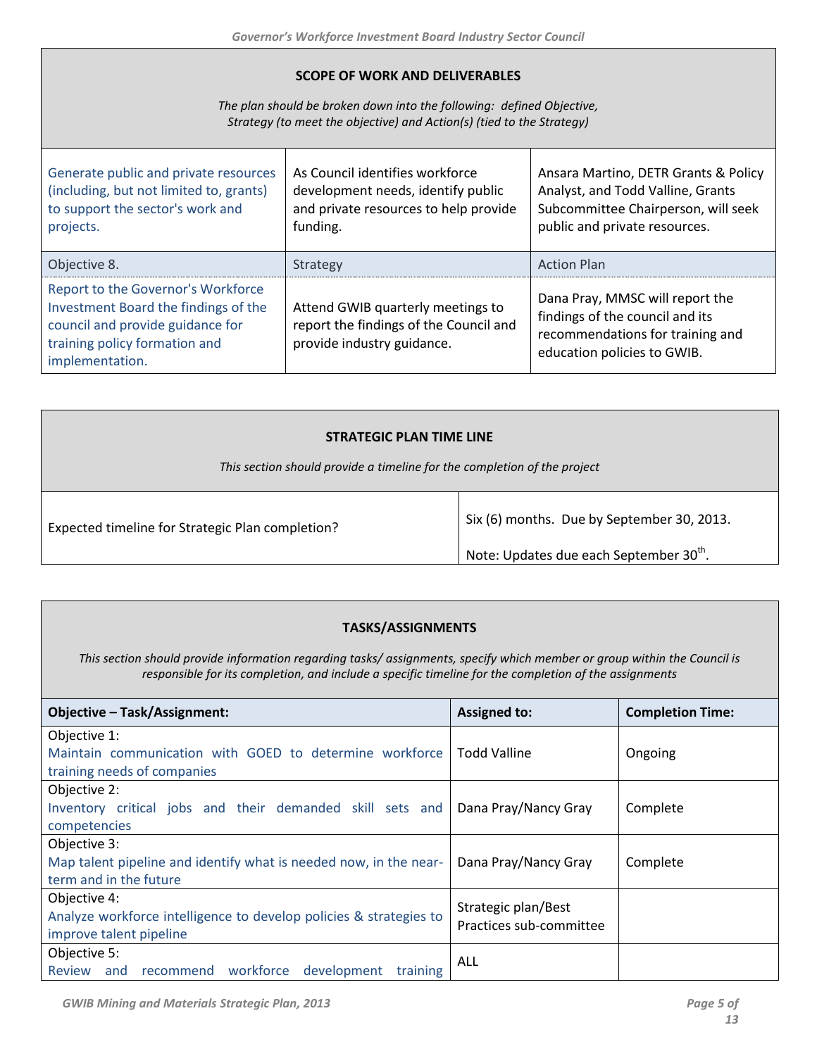## SCOPE OF WORK AND DELIVERABLES

*The plan should be broken down into the following: defined Objective, Strategy (to meet the objective) and Action(s) (tied to the Strategy)*

| | | |
|---|---|---|
| Generate public and private resources (including, but not limited to, grants) to support the sector's work and projects. | As Council identifies workforce development needs, identify public and private resources to help provide funding. | Ansara Martino, DETR Grants & Policy Analyst, and Todd Valline, Grants Subcommittee Chairperson, will seek public and private resources. |
| Objective 8. | Strategy | Action Plan |
| Report to the Governor's Workforce Investment Board the findings of the council and provide guidance for training policy formation and implementation. | Attend GWIB quarterly meetings to report the findings of the Council and provide industry guidance. | Dana Pray, MMSC will report the findings of the council and its recommendations for training and education policies to GWIB. |

## STRATEGIC PLAN TIME LINE

*This section should provide a timeline for the completion of the project*

| | |
|---|---|
| Expected timeline for Strategic Plan completion? | Six (6) months. Due by September 30, 2013.<br><br>Note: Updates due each September 30th. |

## TASKS/ASSIGNMENTS

*This section should provide information regarding tasks/ assignments, specify which member or group within the Council is responsible for its completion, and include a specific timeline for the completion of the assignments*

| Objective – Task/Assignment: | Assigned to: | Completion Time: |
|---|---|---|
| Objective 1:<br>Maintain communication with GOED to determine workforce training needs of companies | Todd Valline | Ongoing |
| Objective 2:<br>Inventory critical jobs and their demanded skill sets and competencies | Dana Pray/Nancy Gray | Complete |
| Objective 3:<br>Map talent pipeline and identify what is needed now, in the near-term and in the future | Dana Pray/Nancy Gray | Complete |
| Objective 4:<br>Analyze workforce intelligence to develop policies & strategies to improve talent pipeline | Strategic plan/Best Practices sub-committee | |
| Objective 5:<br>Review and recommend workforce development training | ALL | |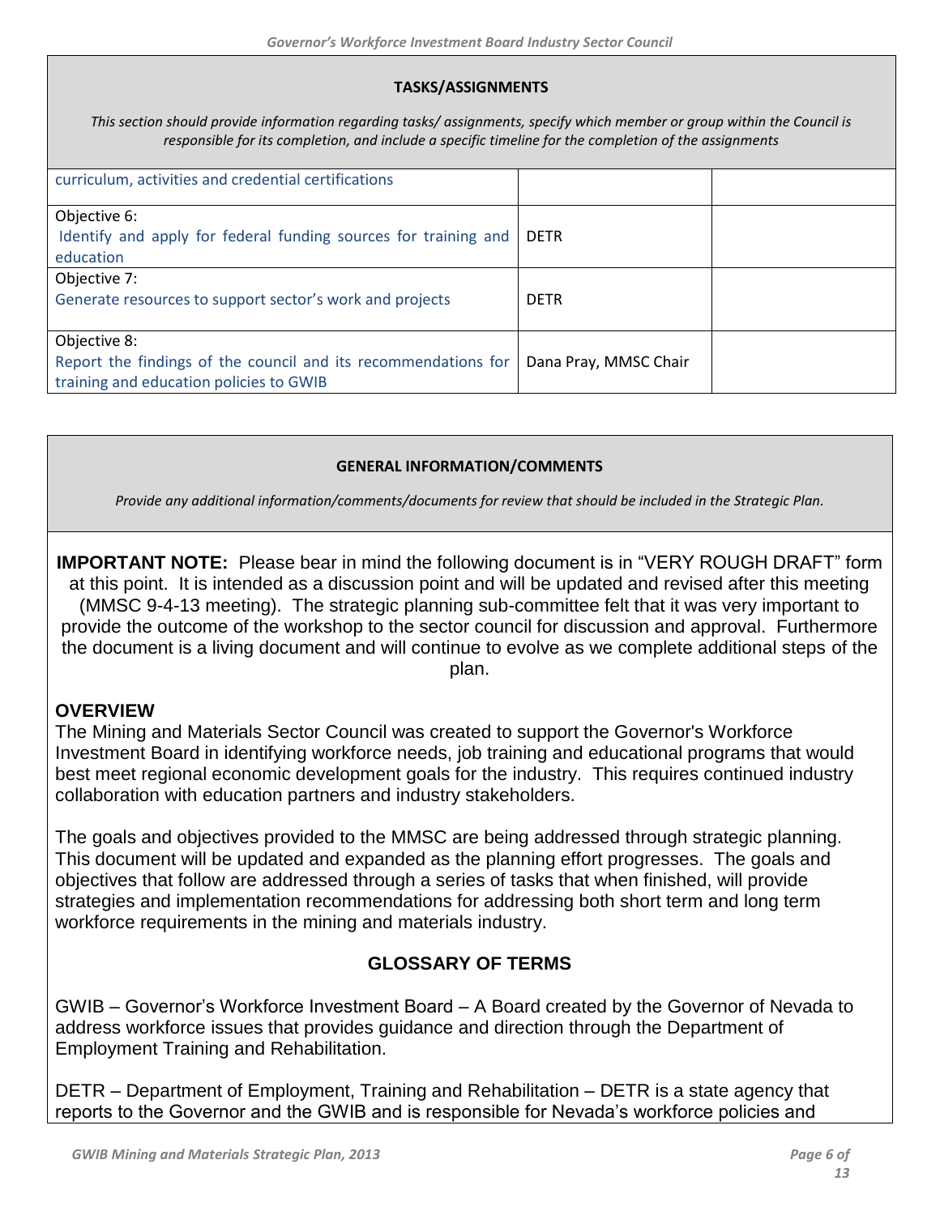## TASKS/ASSIGNMENTS

*This section should provide information regarding tasks/ assignments, specify which member or group within the Council is responsible for its completion, and include a specific timeline for the completion of the assignments*

| | | |
|---|---|---|
| curriculum, activities and credential certifications | | |
| Objective 6:<br>Identify and apply for federal funding sources for training and education | DETR | |
| Objective 7:<br>Generate resources to support sector's work and projects | DETR | |
| Objective 8:<br>Report the findings of the council and its recommendations for training and education policies to GWIB | Dana Pray, MMSC Chair | |

## GENERAL INFORMATION/COMMENTS

*Provide any additional information/comments/documents for review that should be included in the Strategic Plan.*

**IMPORTANT NOTE:** Please bear in mind the following document is in "VERY ROUGH DRAFT" form at this point. It is intended as a discussion point and will be updated and revised after this meeting (MMSC 9-4-13 meeting). The strategic planning sub-committee felt that it was very important to provide the outcome of the workshop to the sector council for discussion and approval. Furthermore the document is a living document and will continue to evolve as we complete additional steps of the plan.

### OVERVIEW

The Mining and Materials Sector Council was created to support the Governor's Workforce Investment Board in identifying workforce needs, job training and educational programs that would best meet regional economic development goals for the industry. This requires continued industry collaboration with education partners and industry stakeholders.

The goals and objectives provided to the MMSC are being addressed through strategic planning. This document will be updated and expanded as the planning effort progresses. The goals and objectives that follow are addressed through a series of tasks that when finished, will provide strategies and implementation recommendations for addressing both short term and long term workforce requirements in the mining and materials industry.

### GLOSSARY OF TERMS

GWIB – Governor's Workforce Investment Board – A Board created by the Governor of Nevada to address workforce issues that provides guidance and direction through the Department of Employment Training and Rehabilitation.

DETR – Department of Employment, Training and Rehabilitation – DETR is a state agency that reports to the Governor and the GWIB and is responsible for Nevada's workforce policies and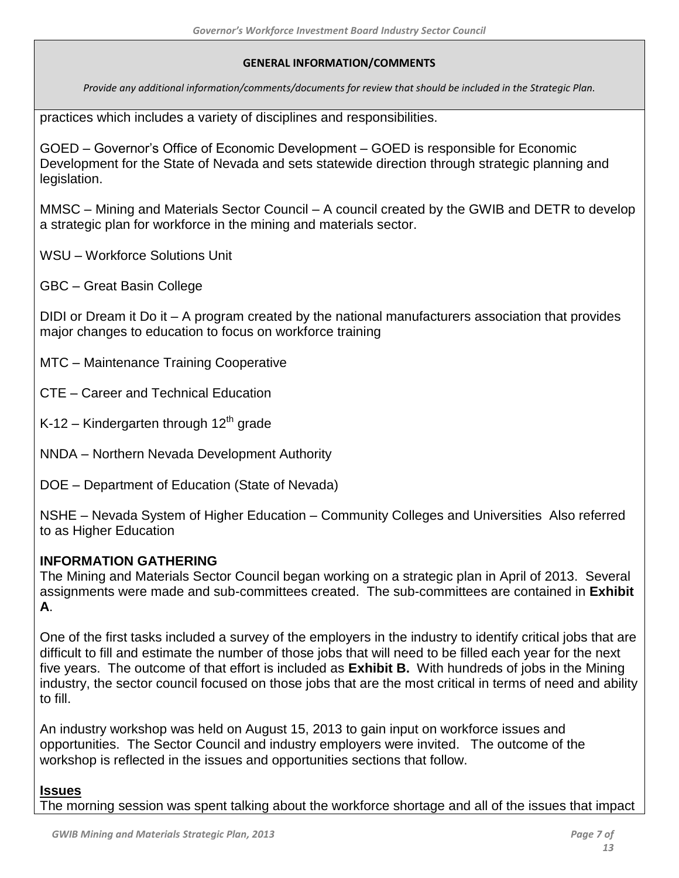**GENERAL INFORMATION/COMMENTS**

*Provide any additional information/comments/documents for review that should be included in the Strategic Plan.*

practices which includes a variety of disciplines and responsibilities.

GOED – Governor's Office of Economic Development – GOED is responsible for Economic Development for the State of Nevada and sets statewide direction through strategic planning and legislation.

MMSC – Mining and Materials Sector Council – A council created by the GWIB and DETR to develop a strategic plan for workforce in the mining and materials sector.

WSU – Workforce Solutions Unit

GBC – Great Basin College

DIDI or Dream it Do it – A program created by the national manufacturers association that provides major changes to education to focus on workforce training

MTC – Maintenance Training Cooperative

CTE – Career and Technical Education

K-12 – Kindergarten through 12th grade

NNDA – Northern Nevada Development Authority

DOE – Department of Education (State of Nevada)

NSHE – Nevada System of Higher Education – Community Colleges and Universities Also referred to as Higher Education

**INFORMATION GATHERING**

The Mining and Materials Sector Council began working on a strategic plan in April of 2013. Several assignments were made and sub-committees created. The sub-committees are contained in **Exhibit A**.

One of the first tasks included a survey of the employers in the industry to identify critical jobs that are difficult to fill and estimate the number of those jobs that will need to be filled each year for the next five years. The outcome of that effort is included as **Exhibit B.** With hundreds of jobs in the Mining industry, the sector council focused on those jobs that are the most critical in terms of need and ability to fill.

An industry workshop was held on August 15, 2013 to gain input on workforce issues and opportunities. The Sector Council and industry employers were invited. The outcome of the workshop is reflected in the issues and opportunities sections that follow.

**Issues**

The morning session was spent talking about the workforce shortage and all of the issues that impact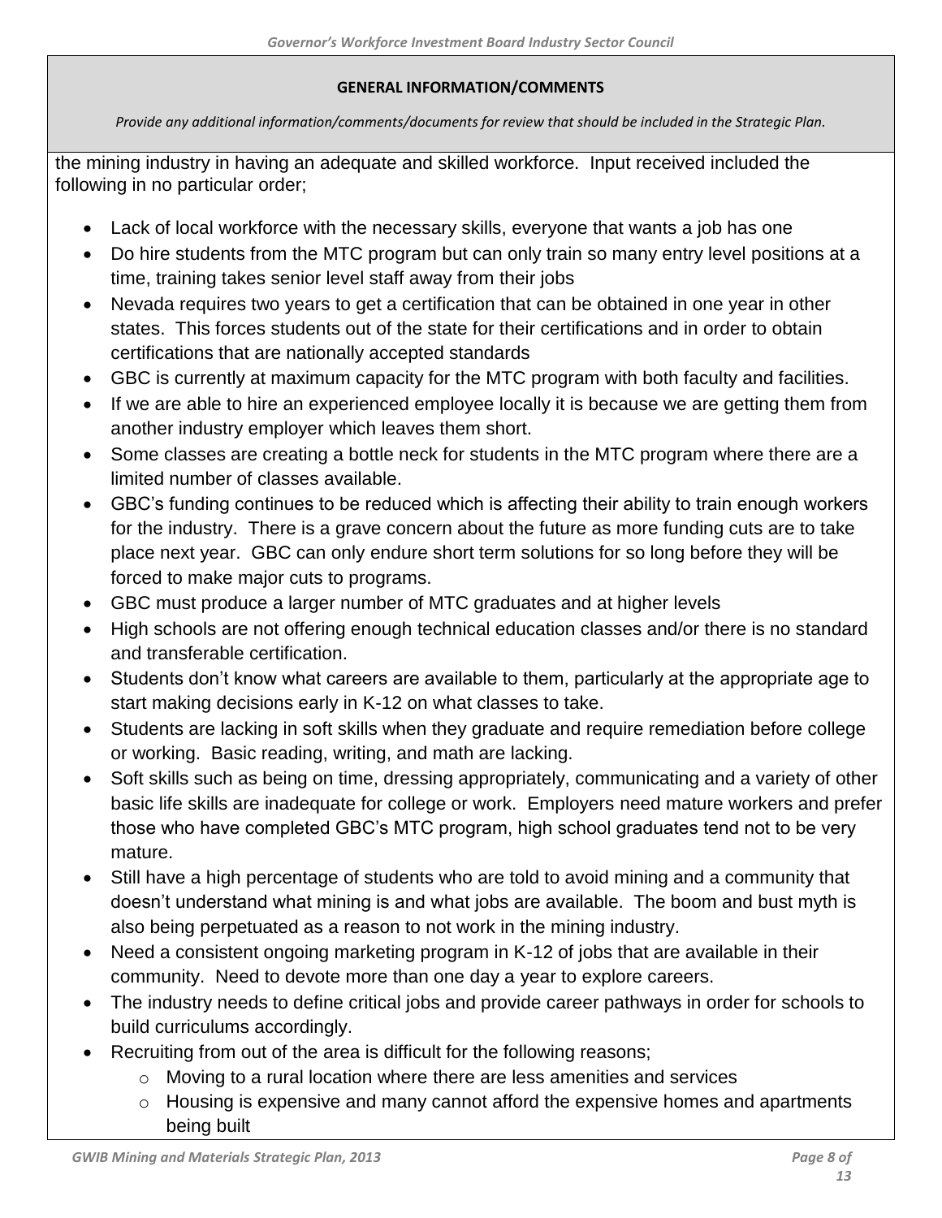**GENERAL INFORMATION/COMMENTS**

*Provide any additional information/comments/documents for review that should be included in the Strategic Plan.*

the mining industry in having an adequate and skilled workforce. Input received included the following in no particular order;

- Lack of local workforce with the necessary skills, everyone that wants a job has one
- Do hire students from the MTC program but can only train so many entry level positions at a time, training takes senior level staff away from their jobs
- Nevada requires two years to get a certification that can be obtained in one year in other states. This forces students out of the state for their certifications and in order to obtain certifications that are nationally accepted standards
- GBC is currently at maximum capacity for the MTC program with both faculty and facilities.
- If we are able to hire an experienced employee locally it is because we are getting them from another industry employer which leaves them short.
- Some classes are creating a bottle neck for students in the MTC program where there are a limited number of classes available.
- GBC's funding continues to be reduced which is affecting their ability to train enough workers for the industry. There is a grave concern about the future as more funding cuts are to take place next year. GBC can only endure short term solutions for so long before they will be forced to make major cuts to programs.
- GBC must produce a larger number of MTC graduates and at higher levels
- High schools are not offering enough technical education classes and/or there is no standard and transferable certification.
- Students don't know what careers are available to them, particularly at the appropriate age to start making decisions early in K-12 on what classes to take.
- Students are lacking in soft skills when they graduate and require remediation before college or working. Basic reading, writing, and math are lacking.
- Soft skills such as being on time, dressing appropriately, communicating and a variety of other basic life skills are inadequate for college or work. Employers need mature workers and prefer those who have completed GBC's MTC program, high school graduates tend not to be very mature.
- Still have a high percentage of students who are told to avoid mining and a community that doesn't understand what mining is and what jobs are available. The boom and bust myth is also being perpetuated as a reason to not work in the mining industry.
- Need a consistent ongoing marketing program in K-12 of jobs that are available in their community. Need to devote more than one day a year to explore careers.
- The industry needs to define critical jobs and provide career pathways in order for schools to build curriculums accordingly.
- Recruiting from out of the area is difficult for the following reasons;
  - Moving to a rural location where there are less amenities and services
  - Housing is expensive and many cannot afford the expensive homes and apartments being built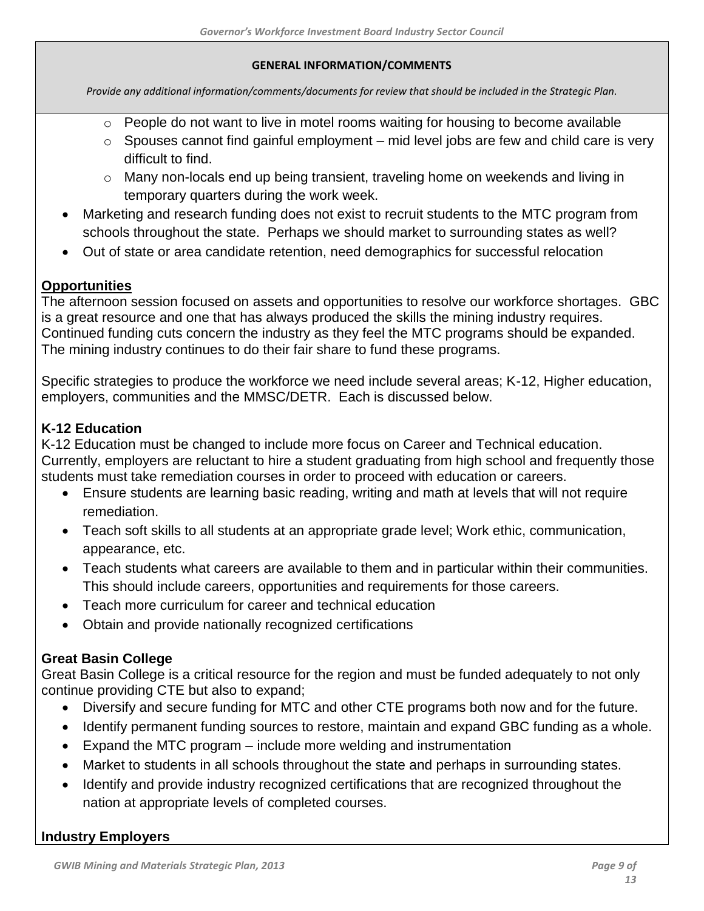**GENERAL INFORMATION/COMMENTS**

*Provide any additional information/comments/documents for review that should be included in the Strategic Plan.*

    - People do not want to live in motel rooms waiting for housing to become available
    - Spouses cannot find gainful employment – mid level jobs are few and child care is very difficult to find.
    - Many non-locals end up being transient, traveling home on weekends and living in temporary quarters during the work week.
- Marketing and research funding does not exist to recruit students to the MTC program from schools throughout the state. Perhaps we should market to surrounding states as well?
- Out of state or area candidate retention, need demographics for successful relocation

## Opportunities

The afternoon session focused on assets and opportunities to resolve our workforce shortages. GBC is a great resource and one that has always produced the skills the mining industry requires. Continued funding cuts concern the industry as they feel the MTC programs should be expanded. The mining industry continues to do their fair share to fund these programs.

Specific strategies to produce the workforce we need include several areas; K-12, Higher education, employers, communities and the MMSC/DETR. Each is discussed below.

### K-12 Education

K-12 Education must be changed to include more focus on Career and Technical education. Currently, employers are reluctant to hire a student graduating from high school and frequently those students must take remediation courses in order to proceed with education or careers.

- Ensure students are learning basic reading, writing and math at levels that will not require remediation.
- Teach soft skills to all students at an appropriate grade level; Work ethic, communication, appearance, etc.
- Teach students what careers are available to them and in particular within their communities. This should include careers, opportunities and requirements for those careers.
- Teach more curriculum for career and technical education
- Obtain and provide nationally recognized certifications

### Great Basin College

Great Basin College is a critical resource for the region and must be funded adequately to not only continue providing CTE but also to expand;

- Diversify and secure funding for MTC and other CTE programs both now and for the future.
- Identify permanent funding sources to restore, maintain and expand GBC funding as a whole.
- Expand the MTC program – include more welding and instrumentation
- Market to students in all schools throughout the state and perhaps in surrounding states.
- Identify and provide industry recognized certifications that are recognized throughout the nation at appropriate levels of completed courses.

### Industry Employers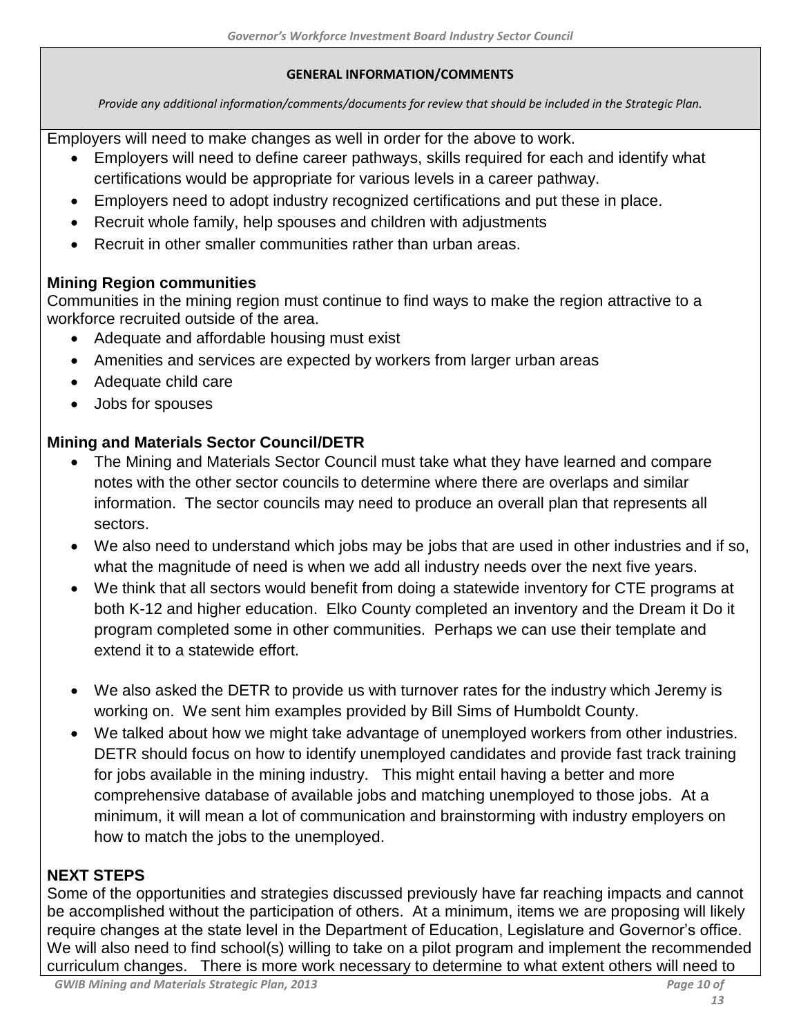**GENERAL INFORMATION/COMMENTS**

*Provide any additional information/comments/documents for review that should be included in the Strategic Plan.*

Employers will need to make changes as well in order for the above to work.

- Employers will need to define career pathways, skills required for each and identify what certifications would be appropriate for various levels in a career pathway.
- Employers need to adopt industry recognized certifications and put these in place.
- Recruit whole family, help spouses and children with adjustments
- Recruit in other smaller communities rather than urban areas.

**Mining Region communities**

Communities in the mining region must continue to find ways to make the region attractive to a workforce recruited outside of the area.

- Adequate and affordable housing must exist
- Amenities and services are expected by workers from larger urban areas
- Adequate child care
- Jobs for spouses

**Mining and Materials Sector Council/DETR**

- The Mining and Materials Sector Council must take what they have learned and compare notes with the other sector councils to determine where there are overlaps and similar information. The sector councils may need to produce an overall plan that represents all sectors.
- We also need to understand which jobs may be jobs that are used in other industries and if so, what the magnitude of need is when we add all industry needs over the next five years.
- We think that all sectors would benefit from doing a statewide inventory for CTE programs at both K-12 and higher education. Elko County completed an inventory and the Dream it Do it program completed some in other communities. Perhaps we can use their template and extend it to a statewide effort.
- We also asked the DETR to provide us with turnover rates for the industry which Jeremy is working on. We sent him examples provided by Bill Sims of Humboldt County.
- We talked about how we might take advantage of unemployed workers from other industries. DETR should focus on how to identify unemployed candidates and provide fast track training for jobs available in the mining industry. This might entail having a better and more comprehensive database of available jobs and matching unemployed to those jobs. At a minimum, it will mean a lot of communication and brainstorming with industry employers on how to match the jobs to the unemployed.

**NEXT STEPS**

Some of the opportunities and strategies discussed previously have far reaching impacts and cannot be accomplished without the participation of others. At a minimum, items we are proposing will likely require changes at the state level in the Department of Education, Legislature and Governor's office. We will also need to find school(s) willing to take on a pilot program and implement the recommended curriculum changes. There is more work necessary to determine to what extent others will need to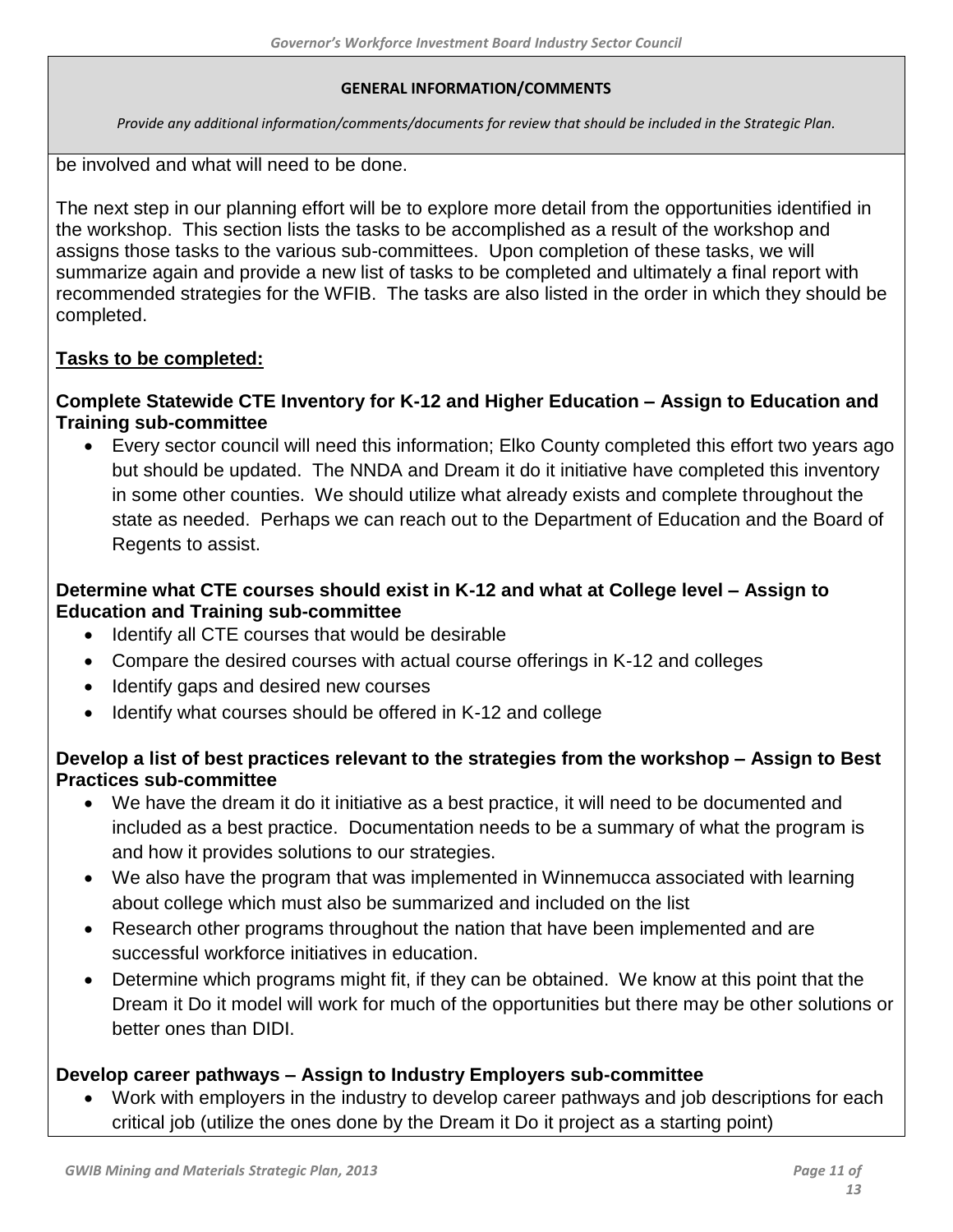**GENERAL INFORMATION/COMMENTS**

*Provide any additional information/comments/documents for review that should be included in the Strategic Plan.*

be involved and what will need to be done.

The next step in our planning effort will be to explore more detail from the opportunities identified in the workshop. This section lists the tasks to be accomplished as a result of the workshop and assigns those tasks to the various sub-committees. Upon completion of these tasks, we will summarize again and provide a new list of tasks to be completed and ultimately a final report with recommended strategies for the WFIB. The tasks are also listed in the order in which they should be completed.

**<u>Tasks to be completed:</u>**

**Complete Statewide CTE Inventory for K-12 and Higher Education – Assign to Education and Training sub-committee**

- Every sector council will need this information; Elko County completed this effort two years ago but should be updated. The NNDA and Dream it do it initiative have completed this inventory in some other counties. We should utilize what already exists and complete throughout the state as needed. Perhaps we can reach out to the Department of Education and the Board of Regents to assist.

**Determine what CTE courses should exist in K-12 and what at College level – Assign to Education and Training sub-committee**

- Identify all CTE courses that would be desirable
- Compare the desired courses with actual course offerings in K-12 and colleges
- Identify gaps and desired new courses
- Identify what courses should be offered in K-12 and college

**Develop a list of best practices relevant to the strategies from the workshop – Assign to Best Practices sub-committee**

- We have the dream it do it initiative as a best practice, it will need to be documented and included as a best practice. Documentation needs to be a summary of what the program is and how it provides solutions to our strategies.
- We also have the program that was implemented in Winnemucca associated with learning about college which must also be summarized and included on the list
- Research other programs throughout the nation that have been implemented and are successful workforce initiatives in education.
- Determine which programs might fit, if they can be obtained. We know at this point that the Dream it Do it model will work for much of the opportunities but there may be other solutions or better ones than DIDI.

**Develop career pathways – Assign to Industry Employers sub-committee**

- Work with employers in the industry to develop career pathways and job descriptions for each critical job (utilize the ones done by the Dream it Do it project as a starting point)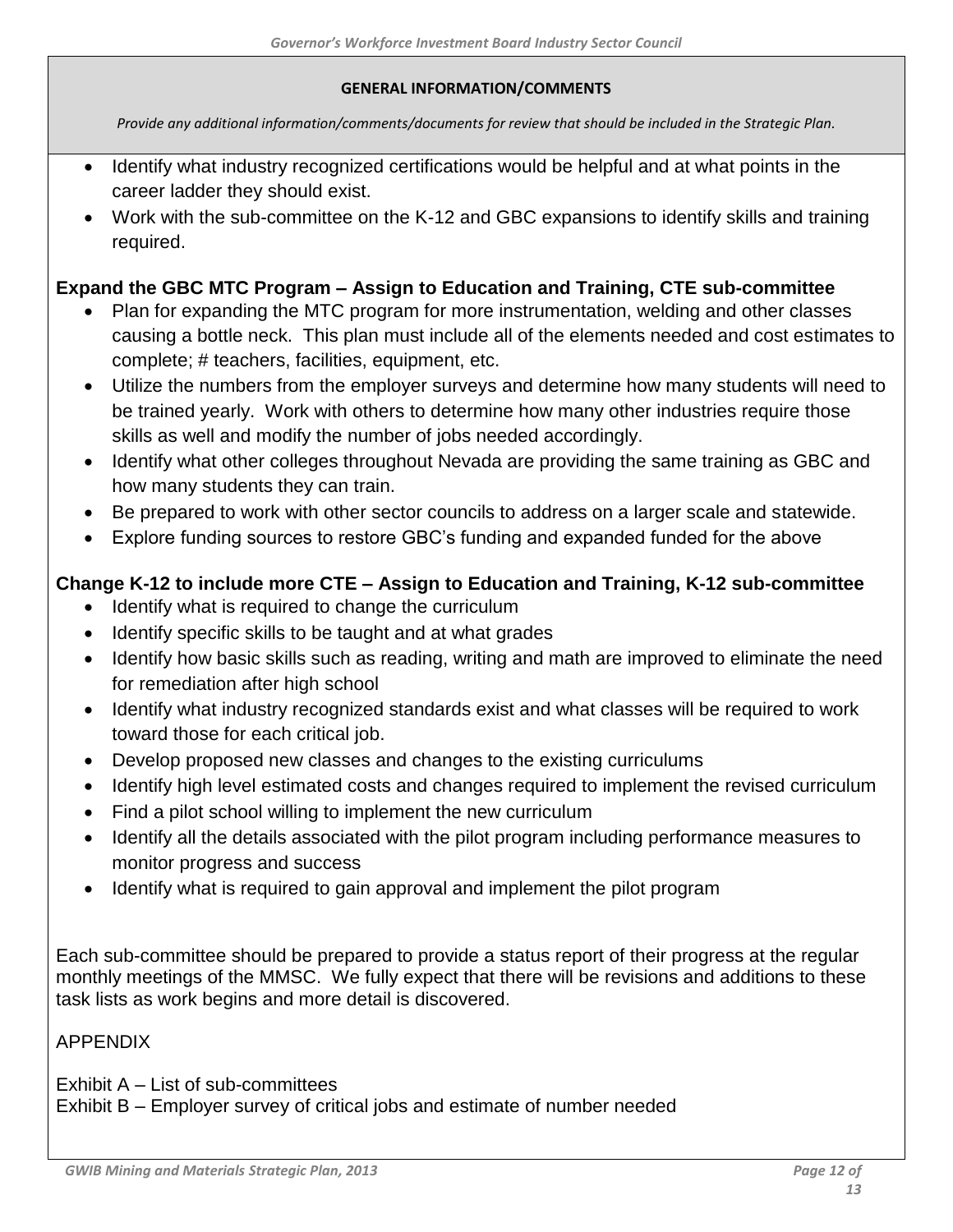**GENERAL INFORMATION/COMMENTS**

*Provide any additional information/comments/documents for review that should be included in the Strategic Plan.*

- Identify what industry recognized certifications would be helpful and at what points in the career ladder they should exist.
- Work with the sub-committee on the K-12 and GBC expansions to identify skills and training required.

**Expand the GBC MTC Program – Assign to Education and Training, CTE sub-committee**

- Plan for expanding the MTC program for more instrumentation, welding and other classes causing a bottle neck. This plan must include all of the elements needed and cost estimates to complete; # teachers, facilities, equipment, etc.
- Utilize the numbers from the employer surveys and determine how many students will need to be trained yearly. Work with others to determine how many other industries require those skills as well and modify the number of jobs needed accordingly.
- Identify what other colleges throughout Nevada are providing the same training as GBC and how many students they can train.
- Be prepared to work with other sector councils to address on a larger scale and statewide.
- Explore funding sources to restore GBC's funding and expanded funded for the above

**Change K-12 to include more CTE – Assign to Education and Training, K-12 sub-committee**

- Identify what is required to change the curriculum
- Identify specific skills to be taught and at what grades
- Identify how basic skills such as reading, writing and math are improved to eliminate the need for remediation after high school
- Identify what industry recognized standards exist and what classes will be required to work toward those for each critical job.
- Develop proposed new classes and changes to the existing curriculums
- Identify high level estimated costs and changes required to implement the revised curriculum
- Find a pilot school willing to implement the new curriculum
- Identify all the details associated with the pilot program including performance measures to monitor progress and success
- Identify what is required to gain approval and implement the pilot program

Each sub-committee should be prepared to provide a status report of their progress at the regular monthly meetings of the MMSC. We fully expect that there will be revisions and additions to these task lists as work begins and more detail is discovered.

APPENDIX

Exhibit A – List of sub-committees
Exhibit B – Employer survey of critical jobs and estimate of number needed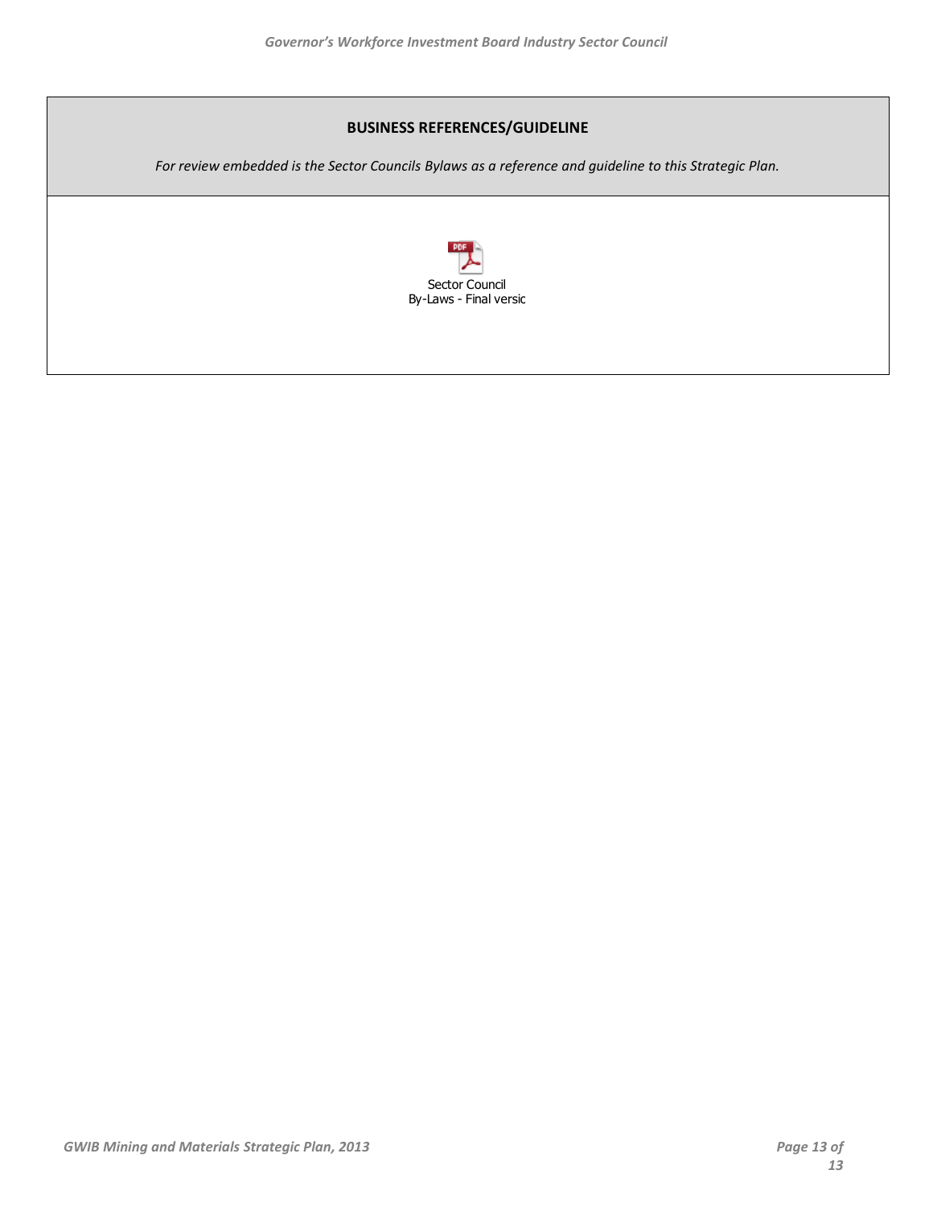**BUSINESS REFERENCES/GUIDELINE**

*For review embedded is the Sector Councils Bylaws as a reference and guideline to this Strategic Plan.*

Sector Council
By-Laws - Final versic